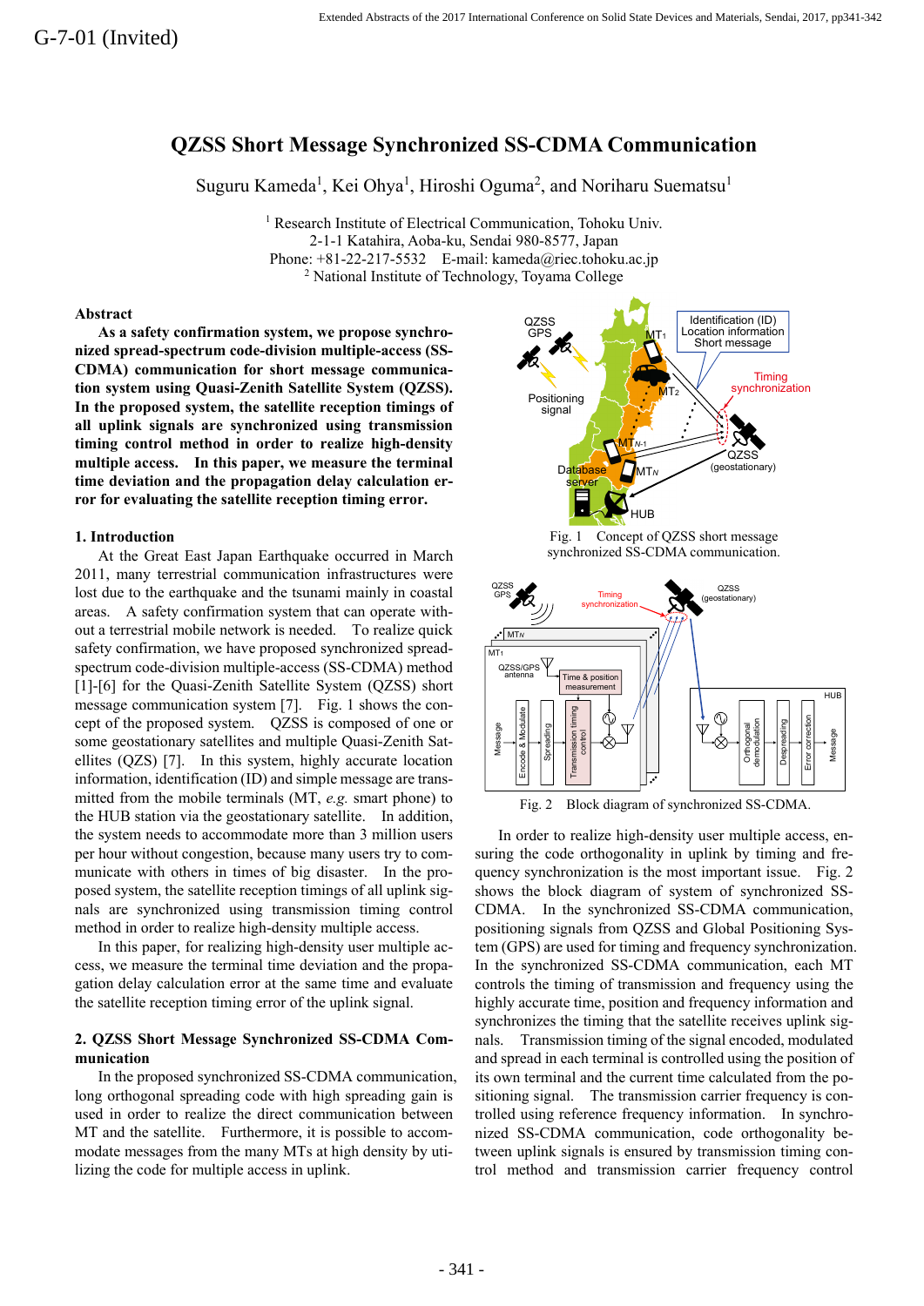# QZSS Short Message Synchronized SS-CDMA Communication

Suguru Kameda[1], Kei Ohya[1], Hiroshi Oguma[2], and Noriharu Suematsu[1]

[1] Research Institute of Electrical Communication, Tohoku Univ.
2-1-1 Katahira, Aoba-ku, Sendai 980-8577, Japan
Phone: +81-22-217-5532 E-mail: kameda@riec.tohoku.ac.jp
[2] National Institute of Technology, Toyama College

## Abstract

**As a safety confirmation system, we propose synchronized spread-spectrum code-division multiple-access (SS-CDMA) communication for short message communication system using Quasi-Zenith Satellite System (QZSS). In the proposed system, the satellite reception timings of all uplink signals are synchronized using transmission timing control method in order to realize high-density multiple access. In this paper, we measure the terminal time deviation and the propagation delay calculation error for evaluating the satellite reception timing error.**

## 1. Introduction

At the Great East Japan Earthquake occurred in March 2011, many terrestrial communication infrastructures were lost due to the earthquake and the tsunami mainly in coastal areas. A safety confirmation system that can operate without a terrestrial mobile network is needed. To realize quick safety confirmation, we have proposed synchronized spread-spectrum code-division multiple-access (SS-CDMA) method [1]-[6] for the Quasi-Zenith Satellite System (QZSS) short message communication system [7]. Fig. 1 shows the concept of the proposed system. QZSS is composed of one or some geostationary satellites and multiple Quasi-Zenith Satellites (QZS) [7]. In this system, highly accurate location information, identification (ID) and simple message are transmitted from the mobile terminals (MT, *e.g.* smart phone) to the HUB station via the geostationary satellite. In addition, the system needs to accommodate more than 3 million users per hour without congestion, because many users try to communicate with others in times of big disaster. In the proposed system, the satellite reception timings of all uplink signals are synchronized using transmission timing control method in order to realize high-density multiple access.

In this paper, for realizing high-density user multiple access, we measure the terminal time deviation and the propagation delay calculation error at the same time and evaluate the satellite reception timing error of the uplink signal.

Fig. 1 Concept of QZSS short message synchronized SS-CDMA communication.

Fig. 2 Block diagram of synchronized SS-CDMA.

## 2. QZSS Short Message Synchronized SS-CDMA Communication

In the proposed synchronized SS-CDMA communication, long orthogonal spreading code with high spreading gain is used in order to realize the direct communication between MT and the satellite. Furthermore, it is possible to accommodate messages from the many MTs at high density by utilizing the code for multiple access in uplink.

In order to realize high-density user multiple access, ensuring the code orthogonality in uplink by timing and frequency synchronization is the most important issue. Fig. 2 shows the block diagram of system of synchronized SS-CDMA. In the synchronized SS-CDMA communication, positioning signals from QZSS and Global Positioning System (GPS) are used for timing and frequency synchronization. In the synchronized SS-CDMA communication, each MT controls the timing of transmission and frequency using the highly accurate time, position and frequency information and synchronizes the timing that the satellite receives uplink signals. Transmission timing of the signal encoded, modulated and spread in each terminal is controlled using the position of its own terminal and the current time calculated from the positioning signal. The transmission carrier frequency is controlled using reference frequency information. In synchronized SS-CDMA communication, code orthogonality between uplink signals is ensured by transmission timing control method and transmission carrier frequency control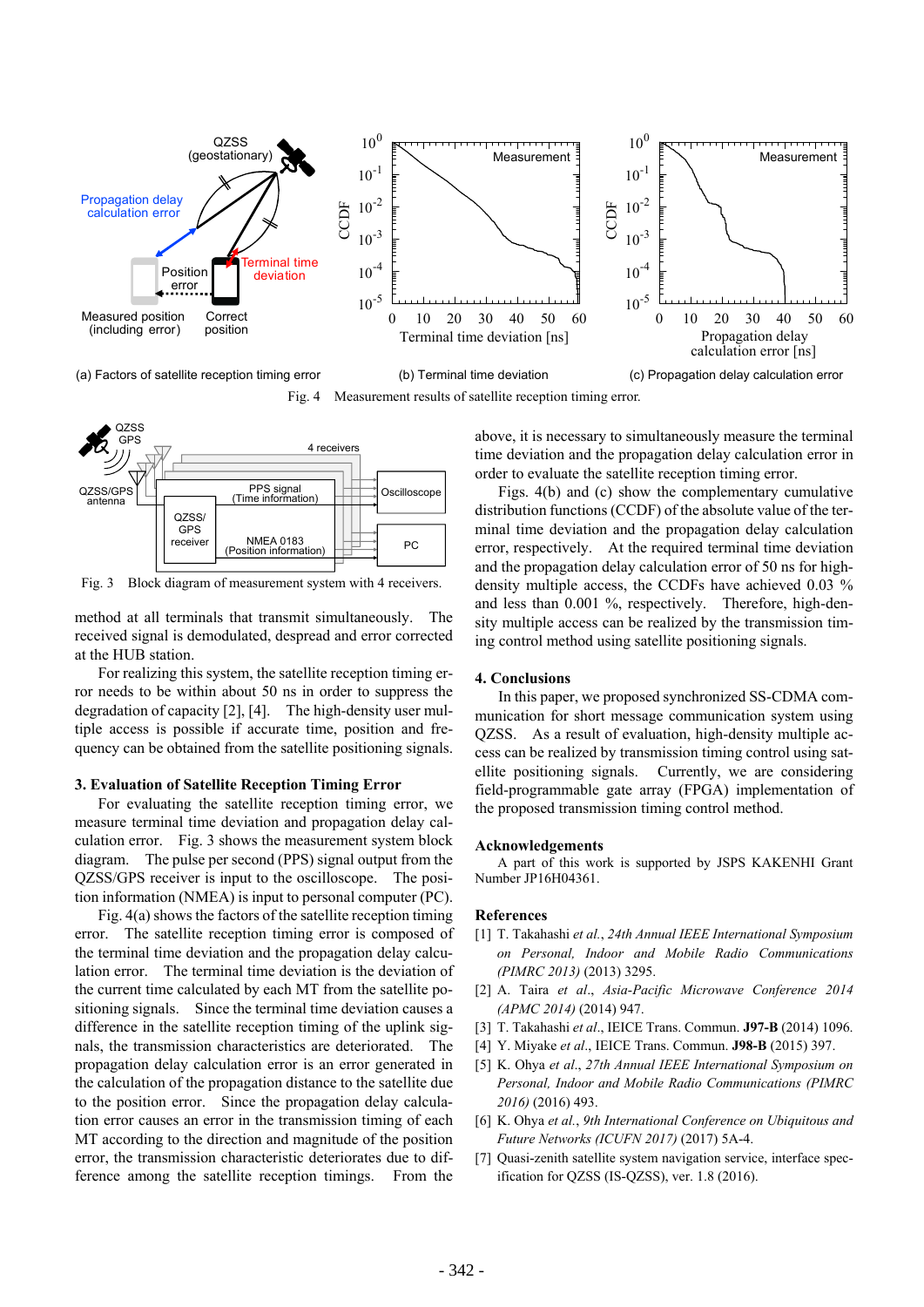QZSS (geostationary)

Propagation delay calculation error

Terminal time deviation

Position error

Measured position (including error)

Correct position

(a) Factors of satellite reception timing error

Measurement

$10^0$ $10^{-1}$ $10^{-2}$ $10^{-3}$ $10^{-4}$ $10^{-5}$

CCDF

0 10 20 30 40 50 60

Terminal time deviation [ns]

(b) Terminal time deviation

Measurement

$10^0$ $10^{-1}$ $10^{-2}$ $10^{-3}$ $10^{-4}$ $10^{-5}$

CCDF

0 10 20 30 40 50 60

Propagation delay calculation error [ns]

(c) Propagation delay calculation error

Fig. 4 Measurement results of satellite reception timing error.

QZSS GPS

QZSS/GPS antenna

4 receivers

QZSS/ GPS receiver

PPS signal (Time information)

NMEA 0183 (Position information)

Oscilloscope

PC

Fig. 3 Block diagram of measurement system with 4 receivers.

method at all terminals that transmit simultaneously. The received signal is demodulated, despread and error corrected at the HUB station.

For realizing this system, the satellite reception timing error needs to be within about 50 ns in order to suppress the degradation of capacity [2], [4]. The high-density user multiple access is possible if accurate time, position and frequency can be obtained from the satellite positioning signals.

## 3. Evaluation of Satellite Reception Timing Error

For evaluating the satellite reception timing error, we measure terminal time deviation and propagation delay calculation error. Fig. 3 shows the measurement system block diagram. The pulse per second (PPS) signal output from the QZSS/GPS receiver is input to the oscilloscope. The position information (NMEA) is input to personal computer (PC).

Fig. 4(a) shows the factors of the satellite reception timing error. The satellite reception timing error is composed of the terminal time deviation and the propagation delay calculation error. The terminal time deviation is the deviation of the current time calculated by each MT from the satellite positioning signals. Since the terminal time deviation causes a difference in the satellite reception timing of the uplink signals, the transmission characteristics are deteriorated. The propagation delay calculation error is an error generated in the calculation of the propagation distance to the satellite due to the position error. Since the propagation delay calculation error causes an error in the transmission timing of each MT according to the direction and magnitude of the position error, the transmission characteristic deteriorates due to difference among the satellite reception timings. From the above, it is necessary to simultaneously measure the terminal time deviation and the propagation delay calculation error in order to evaluate the satellite reception timing error.

Figs. 4(b) and (c) show the complementary cumulative distribution functions (CCDF) of the absolute value of the terminal time deviation and the propagation delay calculation error, respectively. At the required terminal time deviation and the propagation delay calculation error of 50 ns for high-density multiple access, the CCDFs have achieved 0.03 % and less than 0.001 %, respectively. Therefore, high-density multiple access can be realized by the transmission timing control method using satellite positioning signals.

## 4. Conclusions

In this paper, we proposed synchronized SS-CDMA communication for short message communication system using QZSS. As a result of evaluation, high-density multiple access can be realized by transmission timing control using satellite positioning signals. Currently, we are considering field-programmable gate array (FPGA) implementation of the proposed transmission timing control method.

## Acknowledgements

A part of this work is supported by JSPS KAKENHI Grant Number JP16H04361.

## References

[1] T. Takahashi *et al.*, *24th Annual IEEE International Symposium on Personal, Indoor and Mobile Radio Communications (PIMRC 2013)* (2013) 3295.

[2] A. Taira *et al.*, *Asia-Pacific Microwave Conference 2014 (APMC 2014)* (2014) 947.

[3] T. Takahashi *et al.*, IEICE Trans. Commun. **J97-B** (2014) 1096.

[4] Y. Miyake *et al.*, IEICE Trans. Commun. **J98-B** (2015) 397.

[5] K. Ohya *et al.*, *27th Annual IEEE International Symposium on Personal, Indoor and Mobile Radio Communications (PIMRC 2016)* (2016) 493.

[6] K. Ohya *et al.*, *9th International Conference on Ubiquitous and Future Networks (ICUFN 2017)* (2017) 5A-4.

[7] Quasi-zenith satellite system navigation service, interface specification for QZSS (IS-QZSS), ver. 1.8 (2016).